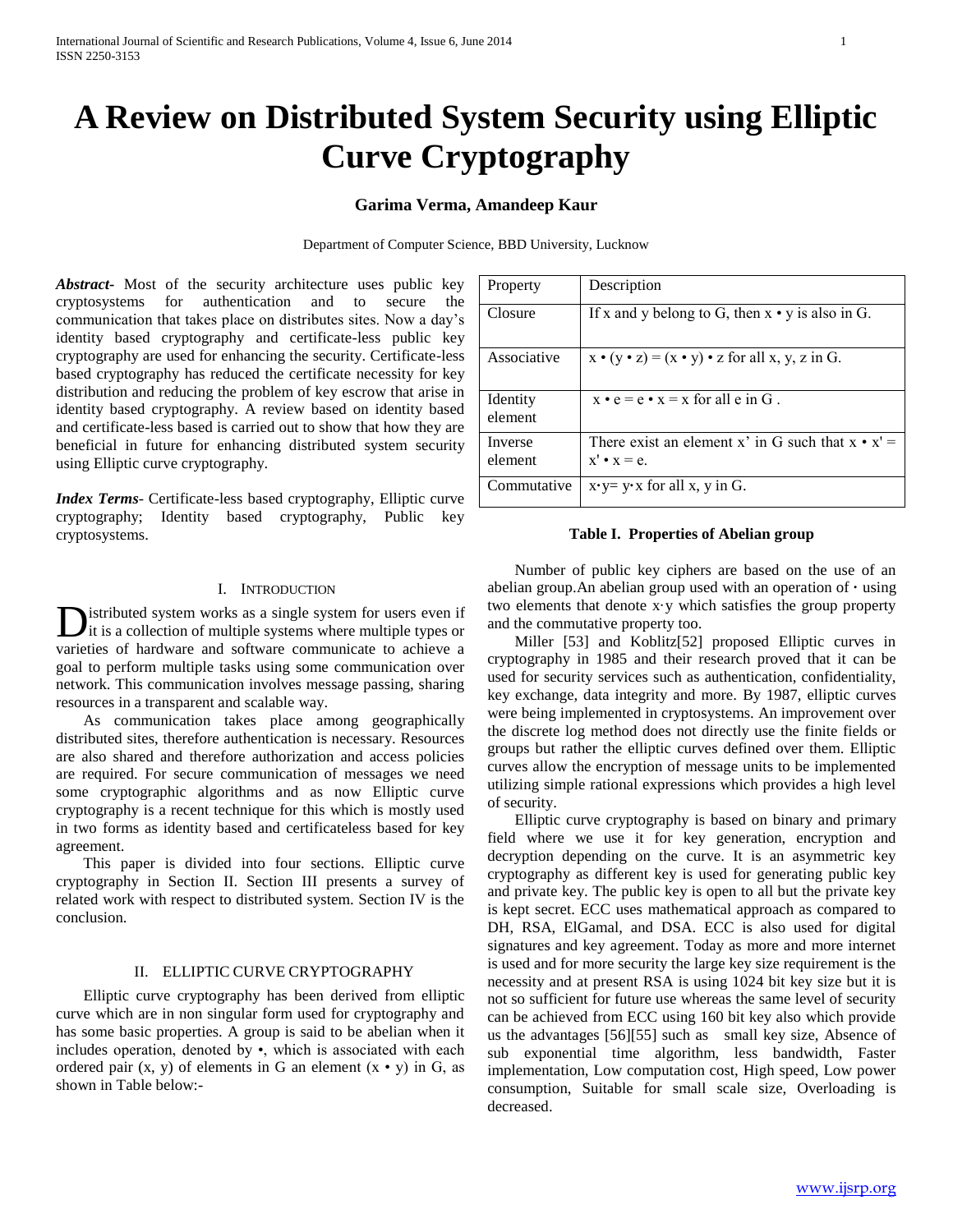# A Review on Distributed System Security using Elliptic Curve Cryptography

**Garima Verma, Amandeep Kaur**

Department of Computer Science, BBD University, Lucknow

***Abstract-*** Most of the security architecture uses public key cryptosystems for authentication and to secure the communication that takes place on distributes sites. Now a day's identity based cryptography and certificate-less public key cryptography are used for enhancing the security. Certificate-less based cryptography has reduced the certificate necessity for key distribution and reducing the problem of key escrow that arise in identity based cryptography. A review based on identity based and certificate-less based is carried out to show that how they are beneficial in future for enhancing distributed system security using Elliptic curve cryptography.

***Index Terms*-** Certificate-less based cryptography, Elliptic curve cryptography; Identity based cryptography, Public key cryptosystems.

## I. Introduction

Distributed system works as a single system for users even if it is a collection of multiple systems where multiple types or varieties of hardware and software communicate to achieve a goal to perform multiple tasks using some communication over network. This communication involves message passing, sharing resources in a transparent and scalable way.

As communication takes place among geographically distributed sites, therefore authentication is necessary. Resources are also shared and therefore authorization and access policies are required. For secure communication of messages we need some cryptographic algorithms and as now Elliptic curve cryptography is a recent technique for this which is mostly used in two forms as identity based and certificateless based for key agreement.

This paper is divided into four sections. Elliptic curve cryptography in Section II. Section III presents a survey of related work with respect to distributed system. Section IV is the conclusion.

## II. Elliptic Curve Cryptography

Elliptic curve cryptography has been derived from elliptic curve which are in non singular form used for cryptography and has some basic properties. A group is said to be abelian when it includes operation, denoted by •, which is associated with each ordered pair (x, y) of elements in G an element (x • y) in G, as shown in Table below:-

| Property | Description |
|---|---|
| Closure | If x and y belong to G, then x • y is also in G. |
| Associative | x • (y • z) = (x • y) • z for all x, y, z in G. |
| Identity element | x • e = e • x = x for all e in G . |
| Inverse element | There exist an element x' in G such that x • x' = x' • x = e. |
| Commutative | x·y= y·x for all x, y in G. |

**Table I. Properties of Abelian group**

Number of public key ciphers are based on the use of an abelian group.An abelian group used with an operation of · using two elements that denote x·y which satisfies the group property and the commutative property too.

Miller [53] and Koblitz[52] proposed Elliptic curves in cryptography in 1985 and their research proved that it can be used for security services such as authentication, confidentiality, key exchange, data integrity and more. By 1987, elliptic curves were being implemented in cryptosystems. An improvement over the discrete log method does not directly use the finite fields or groups but rather the elliptic curves defined over them. Elliptic curves allow the encryption of message units to be implemented utilizing simple rational expressions which provides a high level of security.

Elliptic curve cryptography is based on binary and primary field where we use it for key generation, encryption and decryption depending on the curve. It is an asymmetric key cryptography as different key is used for generating public key and private key. The public key is open to all but the private key is kept secret. ECC uses mathematical approach as compared to DH, RSA, ElGamal, and DSA. ECC is also used for digital signatures and key agreement. Today as more and more internet is used and for more security the large key size requirement is the necessity and at present RSA is using 1024 bit key size but it is not so sufficient for future use whereas the same level of security can be achieved from ECC using 160 bit key also which provide us the advantages [56][55] such as small key size, Absence of sub exponential time algorithm, less bandwidth, Faster implementation, Low computation cost, High speed, Low power consumption, Suitable for small scale size, Overloading is decreased.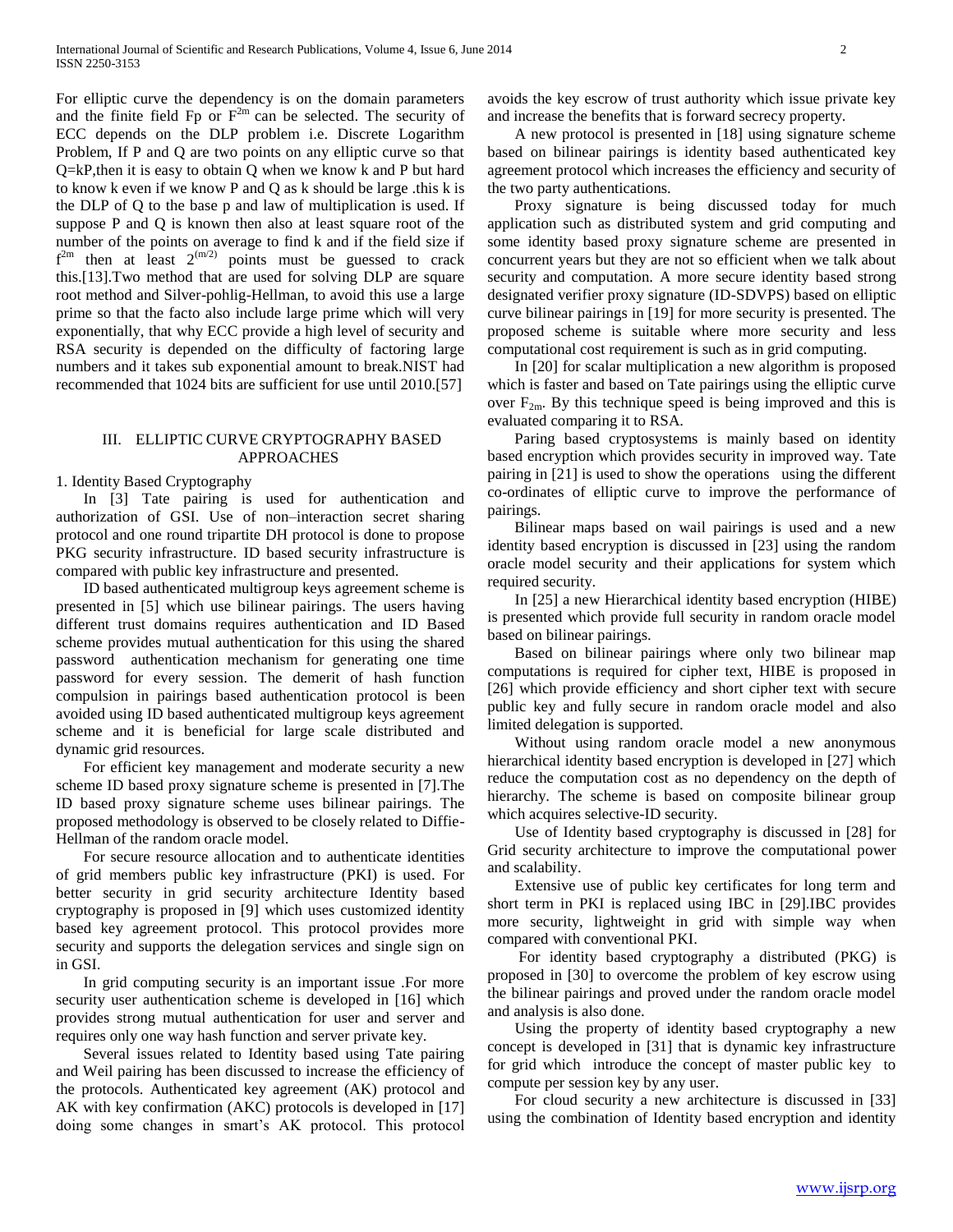For elliptic curve the dependency is on the domain parameters and the finite field Fp or $F^{2m}$ can be selected. The security of ECC depends on the DLP problem i.e. Discrete Logarithm Problem, If P and Q are two points on any elliptic curve so that Q=kP,then it is easy to obtain Q when we know k and P but hard to know k even if we know P and Q as k should be large .this k is the DLP of Q to the base p and law of multiplication is used. If suppose P and Q is known then also at least square root of the number of the points on average to find k and if the field size if $f^{2m}$ then at least $2^{(m/2)}$ points must be guessed to crack this.[13].Two method that are used for solving DLP are square root method and Silver-pohlig-Hellman, to avoid this use a large prime so that the facto also include large prime which will very exponentially, that why ECC provide a high level of security and RSA security is depended on the difficulty of factoring large numbers and it takes sub exponential amount to break.NIST had recommended that 1024 bits are sufficient for use until 2010.[57]

## III. ELLIPTIC CURVE CRYPTOGRAPHY BASED APPROACHES

1. Identity Based Cryptography

In [3] Tate pairing is used for authentication and authorization of GSI. Use of non–interaction secret sharing protocol and one round tripartite DH protocol is done to propose PKG security infrastructure. ID based security infrastructure is compared with public key infrastructure and presented.

ID based authenticated multigroup keys agreement scheme is presented in [5] which use bilinear pairings. The users having different trust domains requires authentication and ID Based scheme provides mutual authentication for this using the shared password authentication mechanism for generating one time password for every session. The demerit of hash function compulsion in pairings based authentication protocol is been avoided using ID based authenticated multigroup keys agreement scheme and it is beneficial for large scale distributed and dynamic grid resources.

For efficient key management and moderate security a new scheme ID based proxy signature scheme is presented in [7].The ID based proxy signature scheme uses bilinear pairings. The proposed methodology is observed to be closely related to Diffie-Hellman of the random oracle model.

For secure resource allocation and to authenticate identities of grid members public key infrastructure (PKI) is used. For better security in grid security architecture Identity based cryptography is proposed in [9] which uses customized identity based key agreement protocol. This protocol provides more security and supports the delegation services and single sign on in GSI.

In grid computing security is an important issue .For more security user authentication scheme is developed in [16] which provides strong mutual authentication for user and server and requires only one way hash function and server private key.

Several issues related to Identity based using Tate pairing and Weil pairing has been discussed to increase the efficiency of the protocols. Authenticated key agreement (AK) protocol and AK with key confirmation (AKC) protocols is developed in [17] doing some changes in smart's AK protocol. This protocol avoids the key escrow of trust authority which issue private key and increase the benefits that is forward secrecy property.

A new protocol is presented in [18] using signature scheme based on bilinear pairings is identity based authenticated key agreement protocol which increases the efficiency and security of the two party authentications.

Proxy signature is being discussed today for much application such as distributed system and grid computing and some identity based proxy signature scheme are presented in concurrent years but they are not so efficient when we talk about security and computation. A more secure identity based strong designated verifier proxy signature (ID-SDVPS) based on elliptic curve bilinear pairings in [19] for more security is presented. The proposed scheme is suitable where more security and less computational cost requirement is such as in grid computing.

In [20] for scalar multiplication a new algorithm is proposed which is faster and based on Tate pairings using the elliptic curve over $F_{2m}$. By this technique speed is being improved and this is evaluated comparing it to RSA.

Paring based cryptosystems is mainly based on identity based encryption which provides security in improved way. Tate pairing in [21] is used to show the operations using the different co-ordinates of elliptic curve to improve the performance of pairings.

Bilinear maps based on wail pairings is used and a new identity based encryption is discussed in [23] using the random oracle model security and their applications for system which required security.

In [25] a new Hierarchical identity based encryption (HIBE) is presented which provide full security in random oracle model based on bilinear pairings.

Based on bilinear pairings where only two bilinear map computations is required for cipher text, HIBE is proposed in [26] which provide efficiency and short cipher text with secure public key and fully secure in random oracle model and also limited delegation is supported.

Without using random oracle model a new anonymous hierarchical identity based encryption is developed in [27] which reduce the computation cost as no dependency on the depth of hierarchy. The scheme is based on composite bilinear group which acquires selective-ID security.

Use of Identity based cryptography is discussed in [28] for Grid security architecture to improve the computational power and scalability.

Extensive use of public key certificates for long term and short term in PKI is replaced using IBC in [29].IBC provides more security, lightweight in grid with simple way when compared with conventional PKI.

For identity based cryptography a distributed (PKG) is proposed in [30] to overcome the problem of key escrow using the bilinear pairings and proved under the random oracle model and analysis is also done.

Using the property of identity based cryptography a new concept is developed in [31] that is dynamic key infrastructure for grid which introduce the concept of master public key to compute per session key by any user.

For cloud security a new architecture is discussed in [33] using the combination of Identity based encryption and identity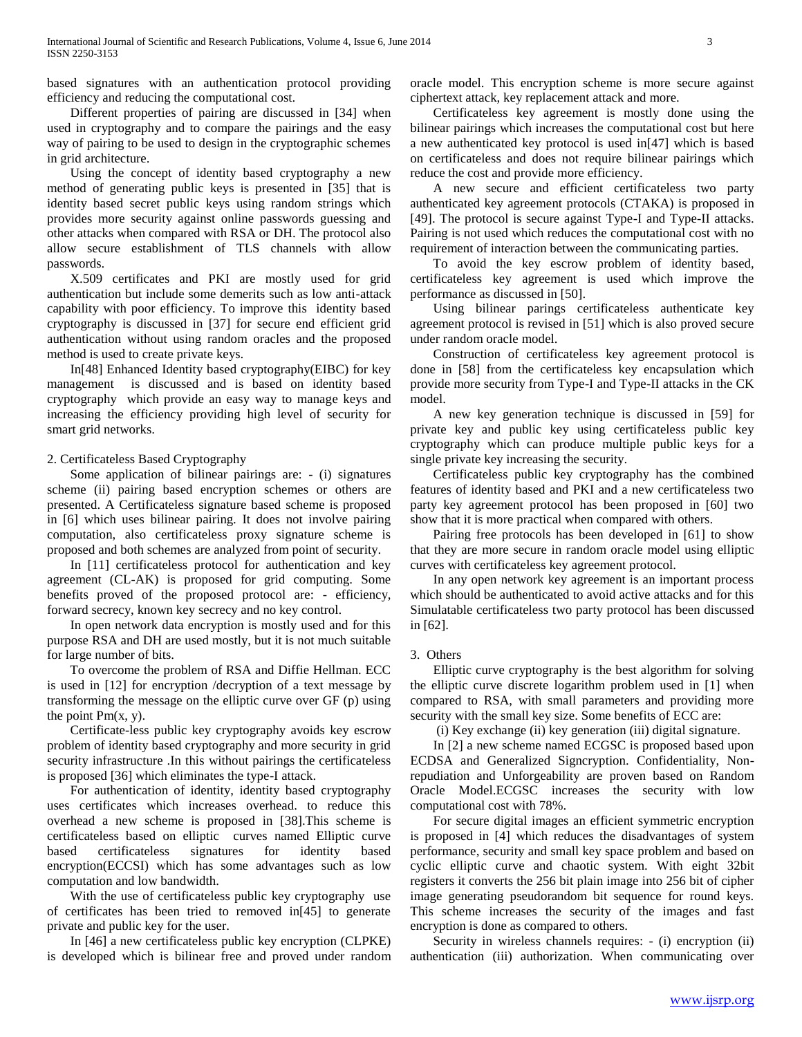based signatures with an authentication protocol providing efficiency and reducing the computational cost.

Different properties of pairing are discussed in [34] when used in cryptography and to compare the pairings and the easy way of pairing to be used to design in the cryptographic schemes in grid architecture.

Using the concept of identity based cryptography a new method of generating public keys is presented in [35] that is identity based secret public keys using random strings which provides more security against online passwords guessing and other attacks when compared with RSA or DH. The protocol also allow secure establishment of TLS channels with allow passwords.

X.509 certificates and PKI are mostly used for grid authentication but include some demerits such as low anti-attack capability with poor efficiency. To improve this identity based cryptography is discussed in [37] for secure end efficient grid authentication without using random oracles and the proposed method is used to create private keys.

In[48] Enhanced Identity based cryptography(EIBC) for key management is discussed and is based on identity based cryptography which provide an easy way to manage keys and increasing the efficiency providing high level of security for smart grid networks.

2. Certificateless Based Cryptography

Some application of bilinear pairings are: - (i) signatures scheme (ii) pairing based encryption schemes or others are presented. A Certificateless signature based scheme is proposed in [6] which uses bilinear pairing. It does not involve pairing computation, also certificateless proxy signature scheme is proposed and both schemes are analyzed from point of security.

In [11] certificateless protocol for authentication and key agreement (CL-AK) is proposed for grid computing. Some benefits proved of the proposed protocol are: - efficiency, forward secrecy, known key secrecy and no key control.

In open network data encryption is mostly used and for this purpose RSA and DH are used mostly, but it is not much suitable for large number of bits.

To overcome the problem of RSA and Diffie Hellman. ECC is used in [12] for encryption /decryption of a text message by transforming the message on the elliptic curve over GF (p) using the point Pm(x, y).

Certificate-less public key cryptography avoids key escrow problem of identity based cryptography and more security in grid security infrastructure .In this without pairings the certificateless is proposed [36] which eliminates the type-I attack.

For authentication of identity, identity based cryptography uses certificates which increases overhead. to reduce this overhead a new scheme is proposed in [38].This scheme is certificateless based on elliptic curves named Elliptic curve based certificateless signatures for identity based encryption(ECCSI) which has some advantages such as low computation and low bandwidth.

With the use of certificateless public key cryptography use of certificates has been tried to removed in[45] to generate private and public key for the user.

In [46] a new certificateless public key encryption (CLPKE) is developed which is bilinear free and proved under random oracle model. This encryption scheme is more secure against ciphertext attack, key replacement attack and more.

Certificateless key agreement is mostly done using the bilinear pairings which increases the computational cost but here a new authenticated key protocol is used in[47] which is based on certificateless and does not require bilinear pairings which reduce the cost and provide more efficiency.

A new secure and efficient certificateless two party authenticated key agreement protocols (CTAKA) is proposed in [49]. The protocol is secure against Type-I and Type-II attacks. Pairing is not used which reduces the computational cost with no requirement of interaction between the communicating parties.

To avoid the key escrow problem of identity based, certificateless key agreement is used which improve the performance as discussed in [50].

Using bilinear parings certificateless authenticate key agreement protocol is revised in [51] which is also proved secure under random oracle model.

Construction of certificateless key agreement protocol is done in [58] from the certificateless key encapsulation which provide more security from Type-I and Type-II attacks in the CK model.

A new key generation technique is discussed in [59] for private key and public key using certificateless public key cryptography which can produce multiple public keys for a single private key increasing the security.

Certificateless public key cryptography has the combined features of identity based and PKI and a new certificateless two party key agreement protocol has been proposed in [60] two show that it is more practical when compared with others.

Pairing free protocols has been developed in [61] to show that they are more secure in random oracle model using elliptic curves with certificateless key agreement protocol.

In any open network key agreement is an important process which should be authenticated to avoid active attacks and for this Simulatable certificateless two party protocol has been discussed in [62].

3. Others

Elliptic curve cryptography is the best algorithm for solving the elliptic curve discrete logarithm problem used in [1] when compared to RSA, with small parameters and providing more security with the small key size. Some benefits of ECC are:

(i) Key exchange (ii) key generation (iii) digital signature.

In [2] a new scheme named ECGSC is proposed based upon ECDSA and Generalized Signcryption. Confidentiality, Non-repudiation and Unforgeability are proven based on Random Oracle Model.ECGSC increases the security with low computational cost with 78%.

For secure digital images an efficient symmetric encryption is proposed in [4] which reduces the disadvantages of system performance, security and small key space problem and based on cyclic elliptic curve and chaotic system. With eight 32bit registers it converts the 256 bit plain image into 256 bit of cipher image generating pseudorandom bit sequence for round keys. This scheme increases the security of the images and fast encryption is done as compared to others.

Security in wireless channels requires: - (i) encryption (ii) authentication (iii) authorization. When communicating over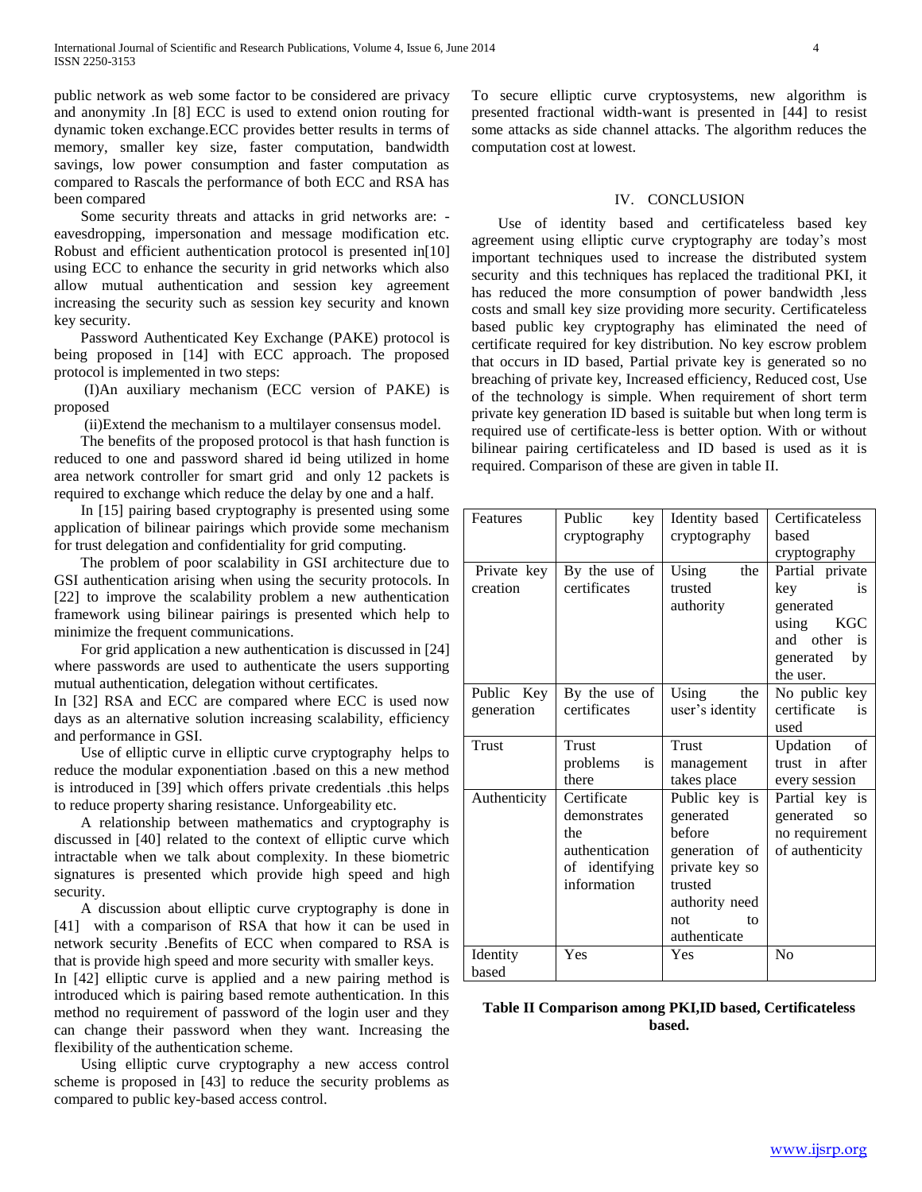public network as web some factor to be considered are privacy and anonymity .In [8] ECC is used to extend onion routing for dynamic token exchange.ECC provides better results in terms of memory, smaller key size, faster computation, bandwidth savings, low power consumption and faster computation as compared to Rascals the performance of both ECC and RSA has been compared

Some security threats and attacks in grid networks are: -eavesdropping, impersonation and message modification etc. Robust and efficient authentication protocol is presented in[10] using ECC to enhance the security in grid networks which also allow mutual authentication and session key agreement increasing the security such as session key security and known key security.

Password Authenticated Key Exchange (PAKE) protocol is being proposed in [14] with ECC approach. The proposed protocol is implemented in two steps:

(I)An auxiliary mechanism (ECC version of PAKE) is proposed

(ii)Extend the mechanism to a multilayer consensus model.

The benefits of the proposed protocol is that hash function is reduced to one and password shared id being utilized in home area network controller for smart grid and only 12 packets is required to exchange which reduce the delay by one and a half.

In [15] pairing based cryptography is presented using some application of bilinear pairings which provide some mechanism for trust delegation and confidentiality for grid computing.

The problem of poor scalability in GSI architecture due to GSI authentication arising when using the security protocols. In [22] to improve the scalability problem a new authentication framework using bilinear pairings is presented which help to minimize the frequent communications.

For grid application a new authentication is discussed in [24] where passwords are used to authenticate the users supporting mutual authentication, delegation without certificates.

In [32] RSA and ECC are compared where ECC is used now days as an alternative solution increasing scalability, efficiency and performance in GSI.

Use of elliptic curve in elliptic curve cryptography helps to reduce the modular exponentiation .based on this a new method is introduced in [39] which offers private credentials .this helps to reduce property sharing resistance. Unforgeability etc.

A relationship between mathematics and cryptography is discussed in [40] related to the context of elliptic curve which intractable when we talk about complexity. In these biometric signatures is presented which provide high speed and high security.

A discussion about elliptic curve cryptography is done in [41] with a comparison of RSA that how it can be used in network security .Benefits of ECC when compared to RSA is that is provide high speed and more security with smaller keys.

In [42] elliptic curve is applied and a new pairing method is introduced which is pairing based remote authentication. In this method no requirement of password of the login user and they can change their password when they want. Increasing the flexibility of the authentication scheme.

Using elliptic curve cryptography a new access control scheme is proposed in [43] to reduce the security problems as compared to public key-based access control.

To secure elliptic curve cryptosystems, new algorithm is presented fractional width-want is presented in [44] to resist some attacks as side channel attacks. The algorithm reduces the computation cost at lowest.

## IV. CONCLUSION

Use of identity based and certificateless based key agreement using elliptic curve cryptography are today's most important techniques used to increase the distributed system security and this techniques has replaced the traditional PKI, it has reduced the more consumption of power bandwidth ,less costs and small key size providing more security. Certificateless based public key cryptography has eliminated the need of certificate required for key distribution. No key escrow problem that occurs in ID based, Partial private key is generated so no breaching of private key, Increased efficiency, Reduced cost, Use of the technology is simple. When requirement of short term private key generation ID based is suitable but when long term is required use of certificate-less is better option. With or without bilinear pairing certificateless and ID based is used as it is required. Comparison of these are given in table II.

| Features | Public key cryptography | Identity based cryptography | Certificateless based cryptography |
|---|---|---|---|
| Private key creation | By the use of certificates | Using the trusted authority | Partial private key is generated using KGC and other is generated by the user. |
| Public Key generation | By the use of certificates | Using the user's identity | No public key certificate is used |
| Trust | Trust problems is there | Trust management takes place | Updation of trust in after every session |
| Authenticity | Certificate demonstrates the authentication of identifying information | Public key is generated before generation of private key so trusted authority need not to authenticate | Partial key is generated so no requirement of authenticity |
| Identity based | Yes | Yes | No |

**Table II Comparison among PKI,ID based, Certificateless based.**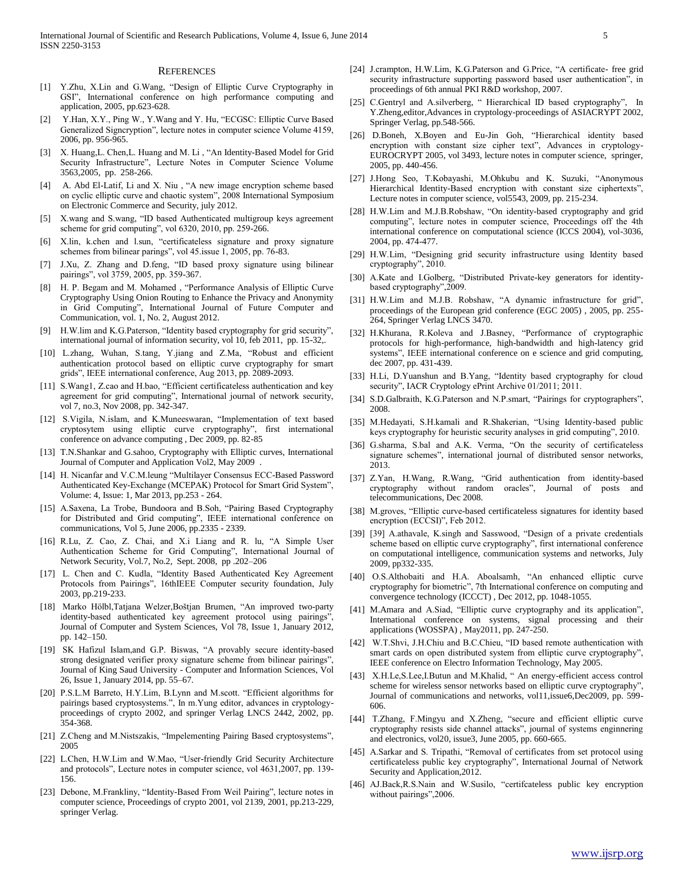## References

[1] Y.Zhu, X.Lin and G.Wang, "Design of Elliptic Curve Cryptography in GSI", International conference on high performance computing and application, 2005, pp.623-628.

[2] Y.Han, X.Y., Ping W., Y.Wang and Y. Hu, "ECGSC: Elliptic Curve Based Generalized Signcryption", lecture notes in computer science Volume 4159, 2006, pp. 956-965.

[3] X. Huang,L. Chen,L. Huang and M. Li , "An Identity-Based Model for Grid Security Infrastructure", Lecture Notes in Computer Science Volume 3563,2005, pp. 258-266.

[4] A. Abd El-Latif, Li and X. Niu , "A new image encryption scheme based on cyclic elliptic curve and chaotic system", 2008 International Symposium on Electronic Commerce and Security, july 2012.

[5] X.wang and S.wang, "ID based Authenticated multigroup keys agreement scheme for grid computing", vol 6320, 2010, pp. 259-266.

[6] X.lin, k.chen and l.sun, "certificateless signature and proxy signature schemes from bilinear parings", vol 45.issue 1, 2005, pp. 76-83.

[7] J.Xu, Z. Zhang and D.feng, "ID based proxy signature using bilinear pairings", vol 3759, 2005, pp. 359-367.

[8] H. P. Begam and M. Mohamed , "Performance Analysis of Elliptic Curve Cryptography Using Onion Routing to Enhance the Privacy and Anonymity in Grid Computing", International Journal of Future Computer and Communication, vol. 1, No. 2, August 2012.

[9] H.W.lim and K.G.Paterson, "Identity based cryptography for grid security", international journal of information security, vol 10, feb 2011, pp. 15-32,.

[10] L.zhang, Wuhan, S.tang, Y.jiang and Z.Ma, "Robust and efficient authentication protocol based on elliptic curve cryptography for smart grids", IEEE international conference, Aug 2013, pp. 2089-2093.

[11] S.Wang1, Z.cao and H.bao, "Efficient certificateless authentication and key agreement for grid computing", International journal of network security, vol 7, no.3, Nov 2008, pp. 342-347.

[12] S.Vigila, N.islam, and K.Muneeswaran, "Implementation of text based cryptosytem using elliptic curve cryptography", first international conference on advance computing , Dec 2009, pp. 82-85

[13] T.N.Shankar and G.sahoo, Cryptography with Elliptic curves, International Journal of Computer and Application Vol2, May 2009 .

[14] H. Nicanfar and V.C.M.leung "Multilayer Consensus ECC-Based Password Authenticated Key-Exchange (MCEPAK) Protocol for Smart Grid System", Volume: 4, Issue: 1, Mar 2013, pp.253 - 264.

[15] A.Saxena, La Trobe, Bundoora and B.Soh, "Pairing Based Cryptography for Distributed and Grid computing", IEEE international conference on communications, Vol 5, June 2006, pp.2335 - 2339.

[16] R.Lu, Z. Cao, Z. Chai, and X.i Liang and R. lu, "A Simple User Authentication Scheme for Grid Computing", International Journal of Network Security, Vol.7, No.2, Sept. 2008, pp .202–206

[17] L. Chen and C. Kudla, "Identity Based Authenticated Key Agreement Protocols from Pairings", 16thIEEE Computer security foundation, July 2003, pp.219-233.

[18] Marko Hölbl,Tatjana Welzer,Boštjan Brumen, "An improved two-party identity-based authenticated key agreement protocol using pairings", Journal of Computer and System Sciences, Vol 78, Issue 1, January 2012, pp. 142–150.

[19] SK Hafizul Islam,and G.P. Biswas, "A provably secure identity-based strong designated verifier proxy signature scheme from bilinear pairings", Journal of King Saud University - Computer and Information Sciences, Vol 26, Issue 1, January 2014, pp. 55–67.

[20] P.S.L.M Barreto, H.Y.Lim, B.Lynn and M.scott. "Efficient algorithms for pairings based cryptosystems.", In m.Yung editor, advances in cryptology-proceedings of crypto 2002, and springer Verlag LNCS 2442, 2002, pp. 354-368.

[21] Z.Cheng and M.Nistszakis, "Impelementing Pairing Based cryptosystems", 2005

[22] L.Chen, H.W.Lim and W.Mao, "User-friendly Grid Security Architecture and protocols", Lecture notes in computer science, vol 4631,2007, pp. 139-156.

[23] Debone, M.Frankliny, "Identity-Based From Weil Pairing", lecture notes in computer science, Proceedings of crypto 2001, vol 2139, 2001, pp.213-229, springer Verlag.

[24] J.crampton, H.W.Lim, K.G.Paterson and G.Price, "A certificate- free grid security infrastructure supporting password based user authentication", in proceedings of 6th annual PKI R&D workshop, 2007.

[25] C.Gentryl and A.silverberg, " Hierarchical ID based cryptography", In Y.Zheng,editor,Advances in cryptology-proceedings of ASIACRYPT 2002, Springer Verlag, pp.548-566.

[26] D.Boneh, X.Boyen and Eu-Jin Goh, "Hierarchical identity based encryption with constant size cipher text", Advances in cryptology-EUROCRYPT 2005, vol 3493, lecture notes in computer science, springer, 2005, pp. 440-456.

[27] J.Hong Seo, T.Kobayashi, M.Ohkubu and K. Suzuki, "Anonymous Hierarchical Identity-Based encryption with constant size ciphertexts", Lecture notes in computer science, vol5543, 2009, pp. 215-234.

[28] H.W.Lim and M.J.B.Robshaw, "On identity-based cryptography and grid computing", lecture notes in computer science, Proceedings off the 4th international conference on computational science (ICCS 2004), vol-3036, 2004, pp. 474-477.

[29] H.W.Lim, "Designing grid security infrastructure using Identity based cryptography", 2010.

[30] A.Kate and I.Golberg, "Distributed Private-key generators for identity-based cryptography",2009.

[31] H.W.Lim and M.J.B. Robshaw, "A dynamic infrastructure for grid", proceedings of the European grid conference (EGC 2005) , 2005, pp. 255-264, Springer Verlag LNCS 3470.

[32] H.Khurana, R.Koleva and J.Basney, "Performance of cryptographic protocols for high-performance, high-bandwidth and high-latency grid systems", IEEE international conference on e science and grid computing, dec 2007, pp. 431-439.

[33] H.Li, D.Yuanshun and B.Yang, "Identity based cryptography for cloud security", IACR Cryptology ePrint Archive 01/2011; 2011.

[34] S.D.Galbraith, K.G.Paterson and N.P.smart, "Pairings for cryptographers", 2008.

[35] M.Hedayati, S.H.kamali and R.Shakerian, "Using Identity-based public keys cryptography for heuristic security analyses in grid computing", 2010.

[36] G.sharma, S.bal and A.K. Verma, "On the security of certificateless signature schemes", international journal of distributed sensor networks, 2013.

[37] Z.Yan, H.Wang, R.Wang, "Grid authentication from identity-based cryptography without random oracles", Journal of posts and telecommunications, Dec 2008.

[38] M.groves, "Elliptic curve-based certificateless signatures for identity based encryption (ECCSI)", Feb 2012.

[39] [39] A.athavale, K.singh and Sasswood, "Design of a private credentials scheme based on elliptic curve cryptography", first international conference on computational intelligence, communication systems and networks, July 2009, pp332-335.

[40] O.S.Althobaiti and H.A. Aboalsamh, "An enhanced elliptic curve cryptography for biometric", 7th International conference on computing and convergence technology (ICCCT) , Dec 2012, pp. 1048-1055.

[41] M.Amara and A.Siad, "Elliptic curve cryptography and its application", International conference on systems, signal processing and their applications (WOSSPA) , May2011, pp. 247-250.

[42] W.T.Shvi, J.H.Chiu and B.C.Chieu, "ID based remote authentication with smart cards on open distributed system from elliptic curve cryptography", IEEE conference on Electro Information Technology, May 2005.

[43] X.H.Le,S.Lee,I.Butun and M.Khalid, " An energy-efficient access control scheme for wireless sensor networks based on elliptic curve cryptography", Journal of communications and networks, vol11,issue6,Dec2009, pp. 599-606.

[44] T.Zhang, F.Mingyu and X.Zheng, "secure and efficient elliptic curve cryptography resists side channel attacks", journal of systems enginnering and electronics, vol20, issue3, June 2005, pp. 660-665.

[45] A.Sarkar and S. Tripathi, "Removal of certificates from set protocol using certificateless public key cryptography", International Journal of Network Security and Application,2012.

[46] AJ.Back,R.S.Nain and W.Susilo, "certifcateless public key encryption without pairings",2006.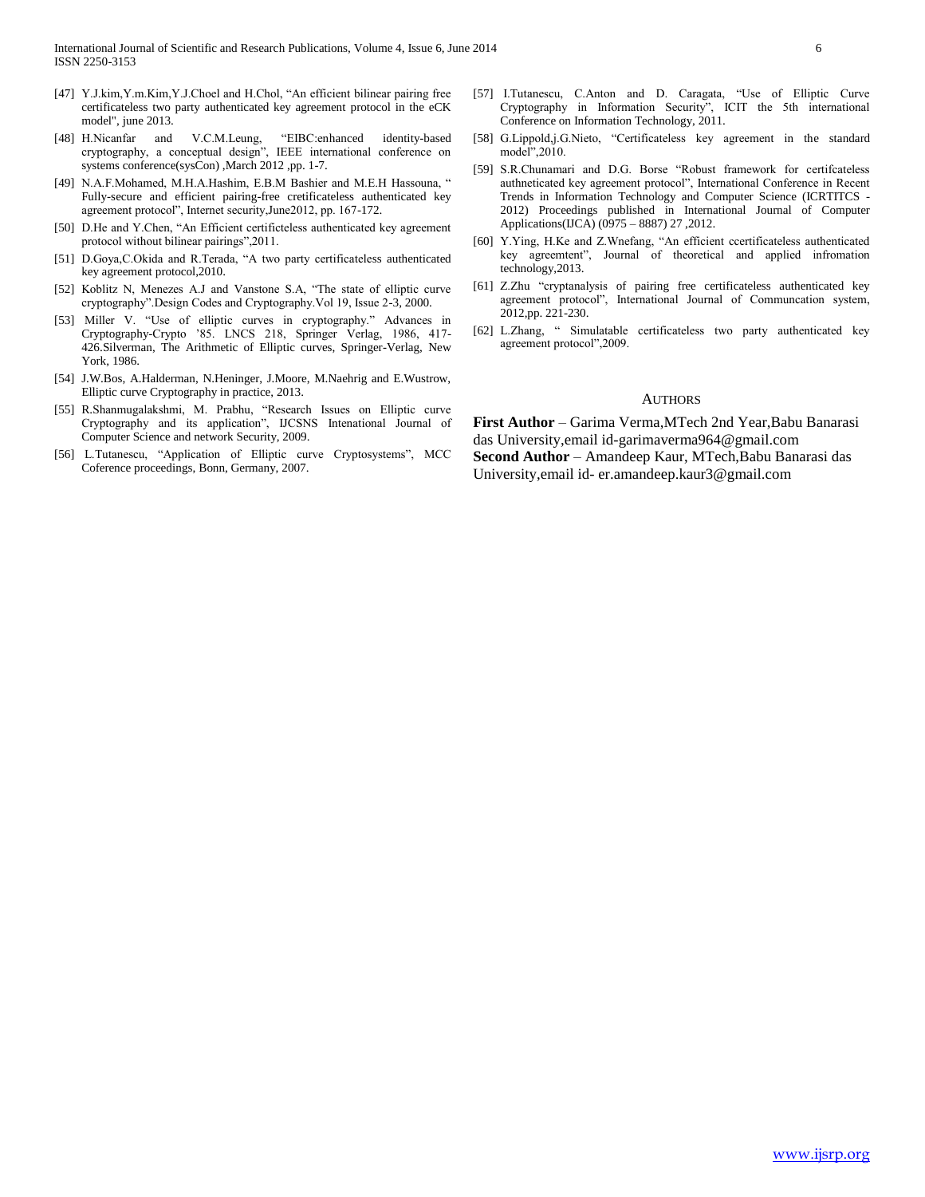[47] Y.J.kim,Y.m.Kim,Y.J.Choel and H.Chol, "An efficient bilinear pairing free certificateless two party authenticated key agreement protocol in the eCK model", june 2013.

[48] H.Nicanfar and V.C.M.Leung, "EIBC:enhanced identity-based cryptography, a conceptual design", IEEE international conference on systems conference(sysCon) ,March 2012 ,pp. 1-7.

[49] N.A.F.Mohamed, M.H.A.Hashim, E.B.M Bashier and M.E.H Hassouna, " Fully-secure and efficient pairing-free cretificateless authenticated key agreement protocol", Internet security,June2012, pp. 167-172.

[50] D.He and Y.Chen, "An Efficient certificteless authenticated key agreement protocol without bilinear pairings",2011.

[51] D.Goya,C.Okida and R.Terada, "A two party certificateless authenticated key agreement protocol,2010.

[52] Koblitz N, Menezes A.J and Vanstone S.A, "The state of elliptic curve cryptography".Design Codes and Cryptography.Vol 19, Issue 2-3, 2000.

[53] Miller V. "Use of elliptic curves in cryptography." Advances in Cryptography-Crypto '85. LNCS 218, Springer Verlag, 1986, 417-426.Silverman, The Arithmetic of Elliptic curves, Springer-Verlag, New York, 1986.

[54] J.W.Bos, A.Halderman, N.Heninger, J.Moore, M.Naehrig and E.Wustrow, Elliptic curve Cryptography in practice, 2013.

[55] R.Shanmugalakshmi, M. Prabhu, "Research Issues on Elliptic curve Cryptography and its application", IJCSNS Intenational Journal of Computer Science and network Security, 2009.

[56] L.Tutanescu, "Application of Elliptic curve Cryptosystems", MCC Coference proceedings, Bonn, Germany, 2007.

[57] I.Tutanescu, C.Anton and D. Caragata, "Use of Elliptic Curve Cryptography in Information Security", ICIT the 5th international Conference on Information Technology, 2011.

[58] G.Lippold,j.G.Nieto, "Certificateless key agreement in the standard model",2010.

[59] S.R.Chunamari and D.G. Borse "Robust framework for certifcateless authneticated key agreement protocol", International Conference in Recent Trends in Information Technology and Computer Science (ICRTITCS - 2012) Proceedings published in International Journal of Computer Applications(IJCA) (0975 – 8887) 27 ,2012.

[60] Y.Ying, H.Ke and Z.Wnefang, "An efficient ccertificateless authenticated key agreemtent", Journal of theoretical and applied infromation technology,2013.

[61] Z.Zhu "cryptanalysis of pairing free certificateless authenticated key agreement protocol", International Journal of Communcation system, 2012,pp. 221-230.

[62] L.Zhang, " Simulatable certificateless two party authenticated key agreement protocol",2009.

## AUTHORS

**First Author** – Garima Verma,MTech 2nd Year,Babu Banarasi das University,email id-garimaverma964@gmail.com

**Second Author** – Amandeep Kaur, MTech,Babu Banarasi das University,email id- er.amandeep.kaur3@gmail.com